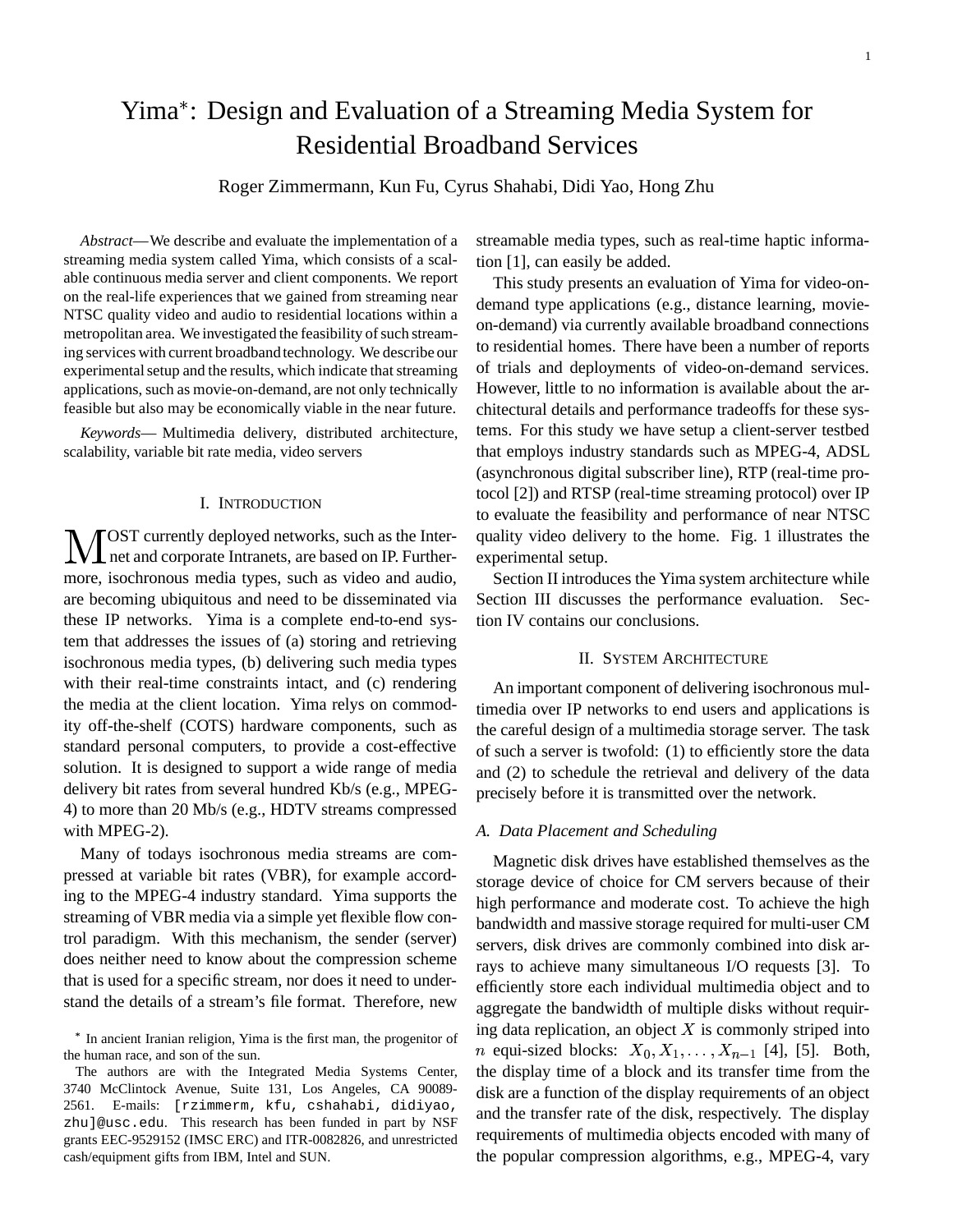# Yima*: Design and Evaluation of a Streaming Media System for Residential Broadband Services

Roger Zimmermann, Kun Fu, Cyrus Shahabi, Didi Yao, Hong Zhu

*Abstract*—We describe and evaluate the implementation of a streaming media system called Yima, which consists of a scalable continuous media server and client components. We report on the real-life experiences that we gained from streaming near NTSC quality video and audio to residential locations within a metropolitan area. We investigated the feasibility of such streaming services with current broadband technology. We describe our experimental setup and the results, which indicate that streaming applications, such as movie-on-demand, are not only technically feasible but also may be economically viable in the near future.

*Keywords*— Multimedia delivery, distributed architecture, scalability, variable bit rate media, video servers

## I. Introduction

Most currently deployed networks, such as the Internet and corporate Intranets, are based on IP. Furthermore, isochronous media types, such as video and audio, are becoming ubiquitous and need to be disseminated via these IP networks. Yima is a complete end-to-end system that addresses the issues of (a) storing and retrieving isochronous media types, (b) delivering such media types with their real-time constraints intact, and (c) rendering the media at the client location. Yima relys on commodity off-the-shelf (COTS) hardware components, such as standard personal computers, to provide a cost-effective solution. It is designed to support a wide range of media delivery bit rates from several hundred Kb/s (e.g., MPEG-4) to more than 20 Mb/s (e.g., HDTV streams compressed with MPEG-2).

Many of todays isochronous media streams are compressed at variable bit rates (VBR), for example according to the MPEG-4 industry standard. Yima supports the streaming of VBR media via a simple yet flexible flow control paradigm. With this mechanism, the sender (server) does neither need to know about the compression scheme that is used for a specific stream, nor does it need to understand the details of a stream's file format. Therefore, new streamable media types, such as real-time haptic information [1], can easily be added.

This study presents an evaluation of Yima for video-on-demand type applications (e.g., distance learning, movie-on-demand) via currently available broadband connections to residential homes. There have been a number of reports of trials and deployments of video-on-demand services. However, little to no information is available about the architectural details and performance tradeoffs for these systems. For this study we have setup a client-server testbed that employs industry standards such as MPEG-4, ADSL (asynchronous digital subscriber line), RTP (real-time protocol [2]) and RTSP (real-time streaming protocol) over IP to evaluate the feasibility and performance of near NTSC quality video delivery to the home. Fig. 1 illustrates the experimental setup.

Section II introduces the Yima system architecture while Section III discusses the performance evaluation. Section IV contains our conclusions.

## II. System Architecture

An important component of delivering isochronous multimedia over IP networks to end users and applications is the careful design of a multimedia storage server. The task of such a server is twofold: (1) to efficiently store the data and (2) to schedule the retrieval and delivery of the data precisely before it is transmitted over the network.

### A. Data Placement and Scheduling

Magnetic disk drives have established themselves as the storage device of choice for CM servers because of their high performance and moderate cost. To achieve the high bandwidth and massive storage required for multi-user CM servers, disk drives are commonly combined into disk arrays to achieve many simultaneous I/O requests [3]. To efficiently store each individual multimedia object and to aggregate the bandwidth of multiple disks without requiring data replication, an object $X$ is commonly striped into $n$ equi-sized blocks: $X_0, X_1, \ldots, X_{n-1}$ [4], [5]. Both, the display time of a block and its transfer time from the disk are a function of the display requirements of an object and the transfer rate of the disk, respectively. The display requirements of multimedia objects encoded with many of the popular compression algorithms, e.g., MPEG-4, vary

---

* In ancient Iranian religion, Yima is the first man, the progenitor of the human race, and son of the sun.

The authors are with the Integrated Media Systems Center, 3740 McClintock Avenue, Suite 131, Los Angeles, CA 90089-2561. E-mails: [rzimmerm, kfu, cshahabi, didiyao, zhu]@usc.edu. This research has been funded in part by NSF grants EEC-9529152 (IMSC ERC) and ITR-0082826, and unrestricted cash/equipment gifts from IBM, Intel and SUN.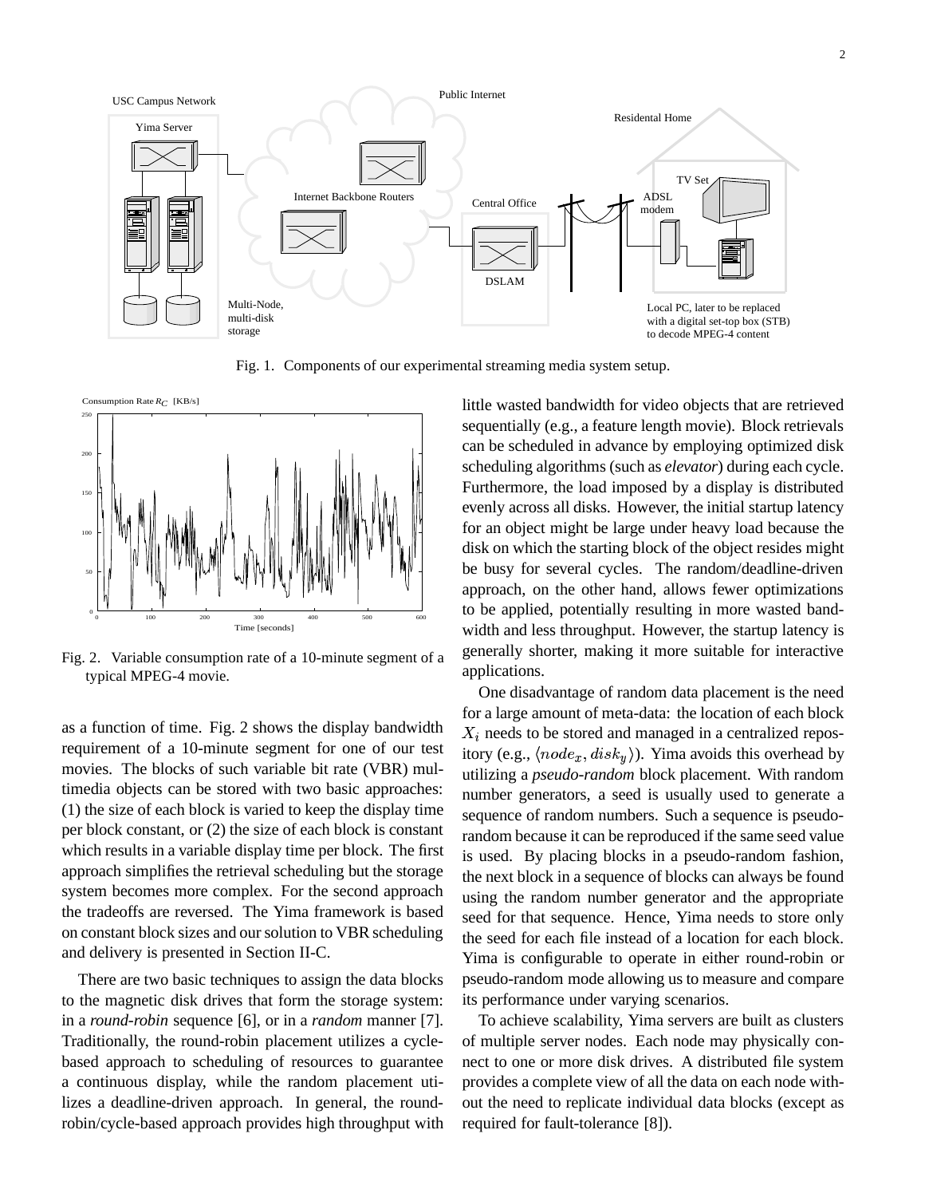USC Campus Network

Yima Server

Public Internet

Internet Backbone Routers

Residental Home

TV Set

Central Office

ADSL modem

DSLAM

Multi-Node, multi-disk storage

Local PC, later to be replaced with a digital set-top box (STB) to decode MPEG-4 content

Fig. 1. Components of our experimental streaming media system setup.

Consumption Rate $R_C$ [KB/s]

250

200

150

100

50

0

0 100 200 300 400 500 600

Time [seconds]

Fig. 2. Variable consumption rate of a 10-minute segment of a typical MPEG-4 movie.

as a function of time. Fig. 2 shows the display bandwidth requirement of a 10-minute segment for one of our test movies. The blocks of such variable bit rate (VBR) multimedia objects can be stored with two basic approaches: (1) the size of each block is varied to keep the display time per block constant, or (2) the size of each block is constant which results in a variable display time per block. The first approach simplifies the retrieval scheduling but the storage system becomes more complex. For the second approach the tradeoffs are reversed. The Yima framework is based on constant block sizes and our solution to VBR scheduling and delivery is presented in Section II-C.

There are two basic techniques to assign the data blocks to the magnetic disk drives that form the storage system: in a *round-robin* sequence [6], or in a *random* manner [7]. Traditionally, the round-robin placement utilizes a cycle-based approach to scheduling of resources to guarantee a continuous display, while the random placement utilizes a deadline-driven approach. In general, the round-robin/cycle-based approach provides high throughput with little wasted bandwidth for video objects that are retrieved sequentially (e.g., a feature length movie). Block retrievals can be scheduled in advance by employing optimized disk scheduling algorithms (such as *elevator*) during each cycle. Furthermore, the load imposed by a display is distributed evenly across all disks. However, the initial startup latency for an object might be large under heavy load because the disk on which the starting block of the object resides might be busy for several cycles. The random/deadline-driven approach, on the other hand, allows fewer optimizations to be applied, potentially resulting in more wasted bandwidth and less throughput. However, the startup latency is generally shorter, making it more suitable for interactive applications.

One disadvantage of random data placement is the need for a large amount of meta-data: the location of each block $X_i$ needs to be stored and managed in a centralized repository (e.g., $\langle node_x, disk_y \rangle$). Yima avoids this overhead by utilizing a *pseudo-random* block placement. With random number generators, a seed is usually used to generate a sequence of random numbers. Such a sequence is pseudo-random because it can be reproduced if the same seed value is used. By placing blocks in a pseudo-random fashion, the next block in a sequence of blocks can always be found using the random number generator and the appropriate seed for that sequence. Hence, Yima needs to store only the seed for each file instead of a location for each block. Yima is configurable to operate in either round-robin or pseudo-random mode allowing us to measure and compare its performance under varying scenarios.

To achieve scalability, Yima servers are built as clusters of multiple server nodes. Each node may physically connect to one or more disk drives. A distributed file system provides a complete view of all the data on each node without the need to replicate individual data blocks (except as required for fault-tolerance [8]).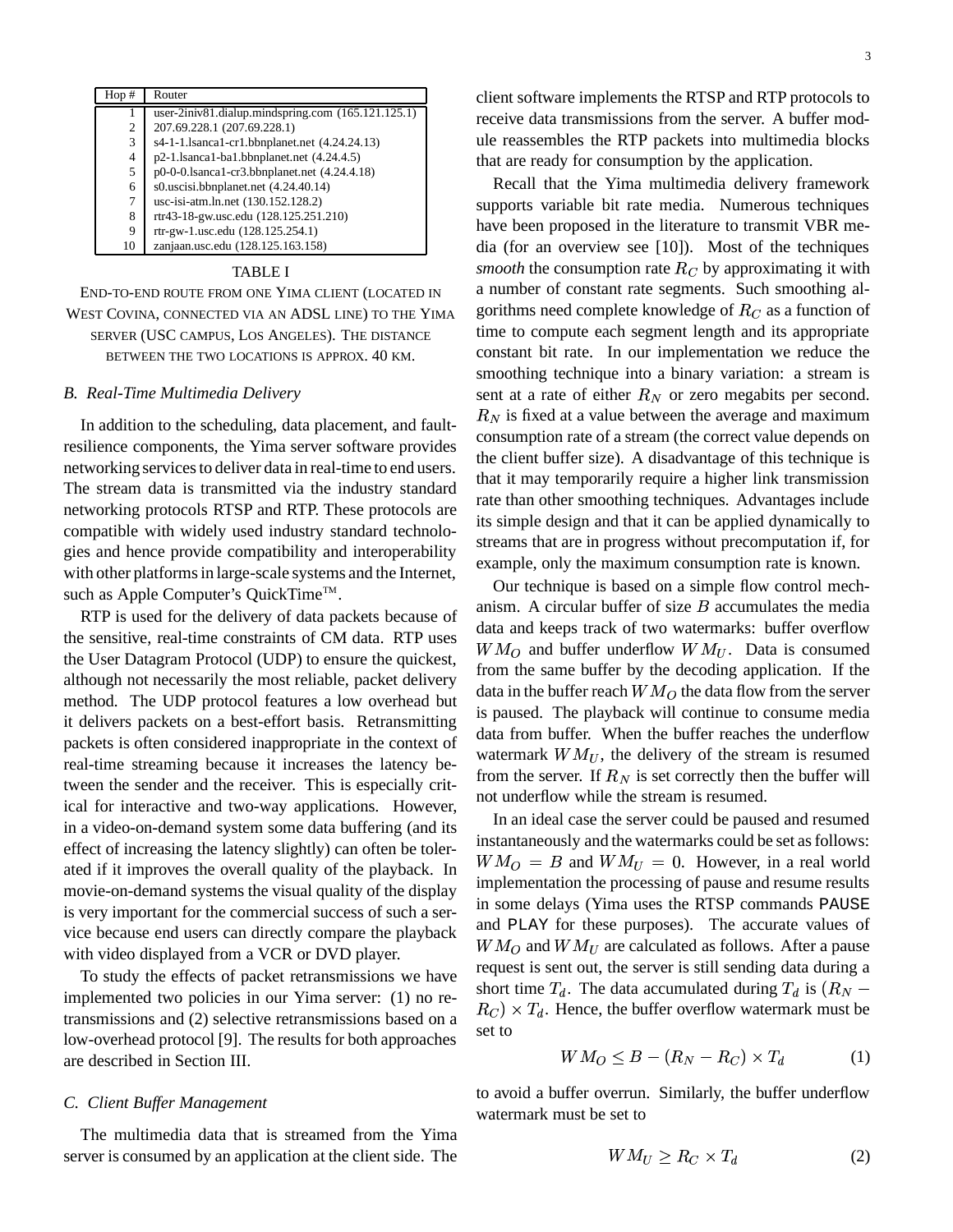| Hop # | Router |
|---|---|
| 1 | user-2iniv81.dialup.mindspring.com (165.121.125.1) |
| 2 | 207.69.228.1 (207.69.228.1) |
| 3 | s4-1-1.lsanca1-cr1.bbnplanet.net (4.24.24.13) |
| 4 | p2-1.lsanca1-ba1.bbnplanet.net (4.24.4.5) |
| 5 | p0-0-0.lsanca1-cr3.bbnplanet.net (4.24.4.18) |
| 6 | s0.uscisi.bbnplanet.net (4.24.40.14) |
| 7 | usc-isi-atm.ln.net (130.152.128.2) |
| 8 | rtr43-18-gw.usc.edu (128.125.251.210) |
| 9 | rtr-gw-1.usc.edu (128.125.254.1) |
| 10 | zanjaan.usc.edu (128.125.163.158) |

TABLE I

END-TO-END ROUTE FROM ONE YIMA CLIENT (LOCATED IN WEST COVINA, CONNECTED VIA AN ADSL LINE) TO THE YIMA SERVER (USC CAMPUS, LOS ANGELES). THE DISTANCE BETWEEN THE TWO LOCATIONS IS APPROX. 40 KM.

### *B. Real-Time Multimedia Delivery*

In addition to the scheduling, data placement, and fault-resilience components, the Yima server software provides networking services to deliver data in real-time to end users. The stream data is transmitted via the industry standard networking protocols RTSP and RTP. These protocols are compatible with widely used industry standard technologies and hence provide compatibility and interoperability with other platforms in large-scale systems and the Internet, such as Apple Computer's QuickTime™.

RTP is used for the delivery of data packets because of the sensitive, real-time constraints of CM data. RTP uses the User Datagram Protocol (UDP) to ensure the quickest, although not necessarily the most reliable, packet delivery method. The UDP protocol features a low overhead but it delivers packets on a best-effort basis. Retransmitting packets is often considered inappropriate in the context of real-time streaming because it increases the latency between the sender and the receiver. This is especially critical for interactive and two-way applications. However, in a video-on-demand system some data buffering (and its effect of increasing the latency slightly) can often be tolerated if it improves the overall quality of the playback. In movie-on-demand systems the visual quality of the display is very important for the commercial success of such a service because end users can directly compare the playback with video displayed from a VCR or DVD player.

To study the effects of packet retransmissions we have implemented two policies in our Yima server: (1) no retransmissions and (2) selective retransmissions based on a low-overhead protocol [9]. The results for both approaches are described in Section III.

### *C. Client Buffer Management*

The multimedia data that is streamed from the Yima server is consumed by an application at the client side. The client software implements the RTSP and RTP protocols to receive data transmissions from the server. A buffer module reassembles the RTP packets into multimedia blocks that are ready for consumption by the application.

Recall that the Yima multimedia delivery framework supports variable bit rate media. Numerous techniques have been proposed in the literature to transmit VBR media (for an overview see [10]). Most of the techniques *smooth* the consumption rate $R_C$ by approximating it with a number of constant rate segments. Such smoothing algorithms need complete knowledge of $R_C$ as a function of time to compute each segment length and its appropriate constant bit rate. In our implementation we reduce the smoothing technique into a binary variation: a stream is sent at a rate of either $R_N$ or zero megabits per second. $R_N$ is fixed at a value between the average and maximum consumption rate of a stream (the correct value depends on the client buffer size). A disadvantage of this technique is that it may temporarily require a higher link transmission rate than other smoothing techniques. Advantages include its simple design and that it can be applied dynamically to streams that are in progress without precomputation if, for example, only the maximum consumption rate is known.

Our technique is based on a simple flow control mechanism. A circular buffer of size $B$ accumulates the media data and keeps track of two watermarks: buffer overflow $WM_O$ and buffer underflow $WM_U$. Data is consumed from the same buffer by the decoding application. If the data in the buffer reach $WM_O$ the data flow from the server is paused. The playback will continue to consume media data from buffer. When the buffer reaches the underflow watermark $WM_U$, the delivery of the stream is resumed from the server. If $R_N$ is set correctly then the buffer will not underflow while the stream is resumed.

In an ideal case the server could be paused and resumed instantaneously and the watermarks could be set as follows: $WM_O = B$ and $WM_U = 0$. However, in a real world implementation the processing of pause and resume results in some delays (Yima uses the RTSP commands PAUSE and PLAY for these purposes). The accurate values of $WM_O$ and $WM_U$ are calculated as follows. After a pause request is sent out, the server is still sending data during a short time $T_d$. The data accumulated during $T_d$ is $(R_N - R_C) \times T_d$. Hence, the buffer overflow watermark must be set to

$$WM_O \leq B - (R_N - R_C) \times T_d \tag{1}$$

to avoid a buffer overrun. Similarly, the buffer underflow watermark must be set to

$$WM_U \geq R_C \times T_d \tag{2}$$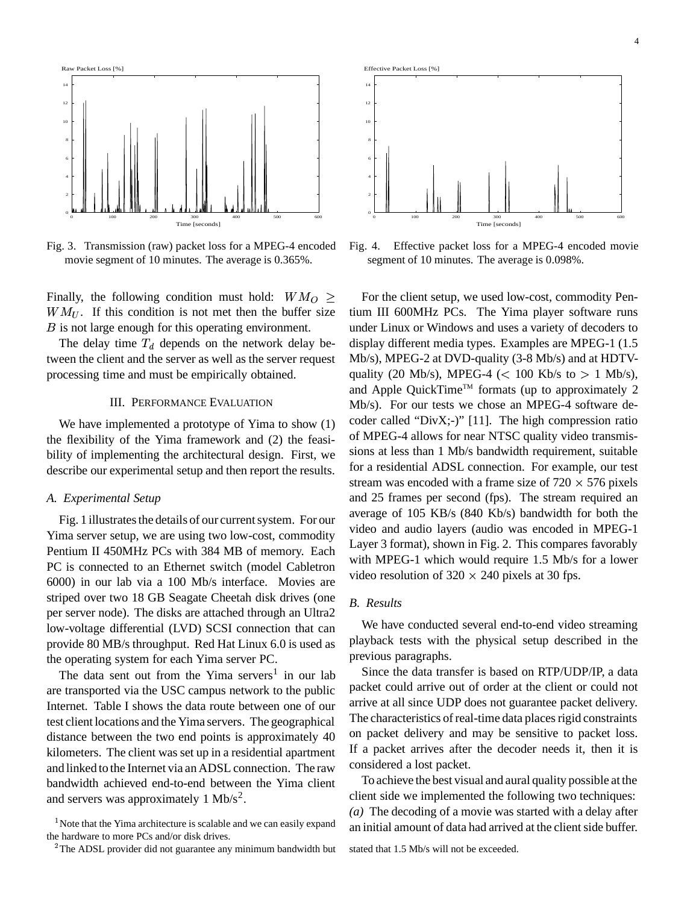Fig. 3. Transmission (raw) packet loss for a MPEG-4 encoded movie segment of 10 minutes. The average is 0.365%.

Fig. 4. Effective packet loss for a MPEG-4 encoded movie segment of 10 minutes. The average is 0.098%.

Finally, the following condition must hold: $WM_O \geq WM_U$. If this condition is not met then the buffer size $B$ is not large enough for this operating environment.

The delay time $T_d$ depends on the network delay between the client and the server as well as the server request processing time and must be empirically obtained.

## III. Performance Evaluation

We have implemented a prototype of Yima to show (1) the flexibility of the Yima framework and (2) the feasibility of implementing the architectural design. First, we describe our experimental setup and then report the results.

### A. Experimental Setup

Fig. 1 illustrates the details of our current system. For our Yima server setup, we are using two low-cost, commodity Pentium II 450MHz PCs with 384 MB of memory. Each PC is connected to an Ethernet switch (model Cabletron 6000) in our lab via a 100 Mb/s interface. Movies are striped over two 18 GB Seagate Cheetah disk drives (one per server node). The disks are attached through an Ultra2 low-voltage differential (LVD) SCSI connection that can provide 80 MB/s throughput. Red Hat Linux 6.0 is used as the operating system for each Yima server PC.

The data sent out from the Yima servers[1] in our lab are transported via the USC campus network to the public Internet. Table I shows the data route between one of our test client locations and the Yima servers. The geographical distance between the two end points is approximately 40 kilometers. The client was set up in a residential apartment and linked to the Internet via an ADSL connection. The raw bandwidth achieved end-to-end between the Yima client and servers was approximately 1 Mb/s[2].

For the client setup, we used low-cost, commodity Pentium III 600MHz PCs. The Yima player software runs under Linux or Windows and uses a variety of decoders to display different media types. Examples are MPEG-1 (1.5 Mb/s), MPEG-2 at DVD-quality (3-8 Mb/s) and at HDTV-quality (20 Mb/s), MPEG-4 ($<$ 100 Kb/s to $>$ 1 Mb/s), and Apple QuickTime™ formats (up to approximately 2 Mb/s). For our tests we chose an MPEG-4 software decoder called "DivX;-)" [11]. The high compression ratio of MPEG-4 allows for near NTSC quality video transmissions at less than 1 Mb/s bandwidth requirement, suitable for a residential ADSL connection. For example, our test stream was encoded with a frame size of $720 \times 576$ pixels and 25 frames per second (fps). The stream required an average of 105 KB/s (840 Kb/s) bandwidth for both the video and audio layers (audio was encoded in MPEG-1 Layer 3 format), shown in Fig. 2. This compares favorably with MPEG-1 which would require 1.5 Mb/s for a lower video resolution of $320 \times 240$ pixels at 30 fps.

### B. Results

We have conducted several end-to-end video streaming playback tests with the physical setup described in the previous paragraphs.

Since the data transfer is based on RTP/UDP/IP, a data packet could arrive out of order at the client or could not arrive at all since UDP does not guarantee packet delivery. The characteristics of real-time data places rigid constraints on packet delivery and may be sensitive to packet loss. If a packet arrives after the decoder needs it, then it is considered a lost packet.

To achieve the best visual and aural quality possible at the client side we implemented the following two techniques: *(a)* The decoding of a movie was started with a delay after an initial amount of data had arrived at the client side buffer.

[1] Note that the Yima architecture is scalable and we can easily expand the hardware to more PCs and/or disk drives.

[2] The ADSL provider did not guarantee any minimum bandwidth but stated that 1.5 Mb/s will not be exceeded.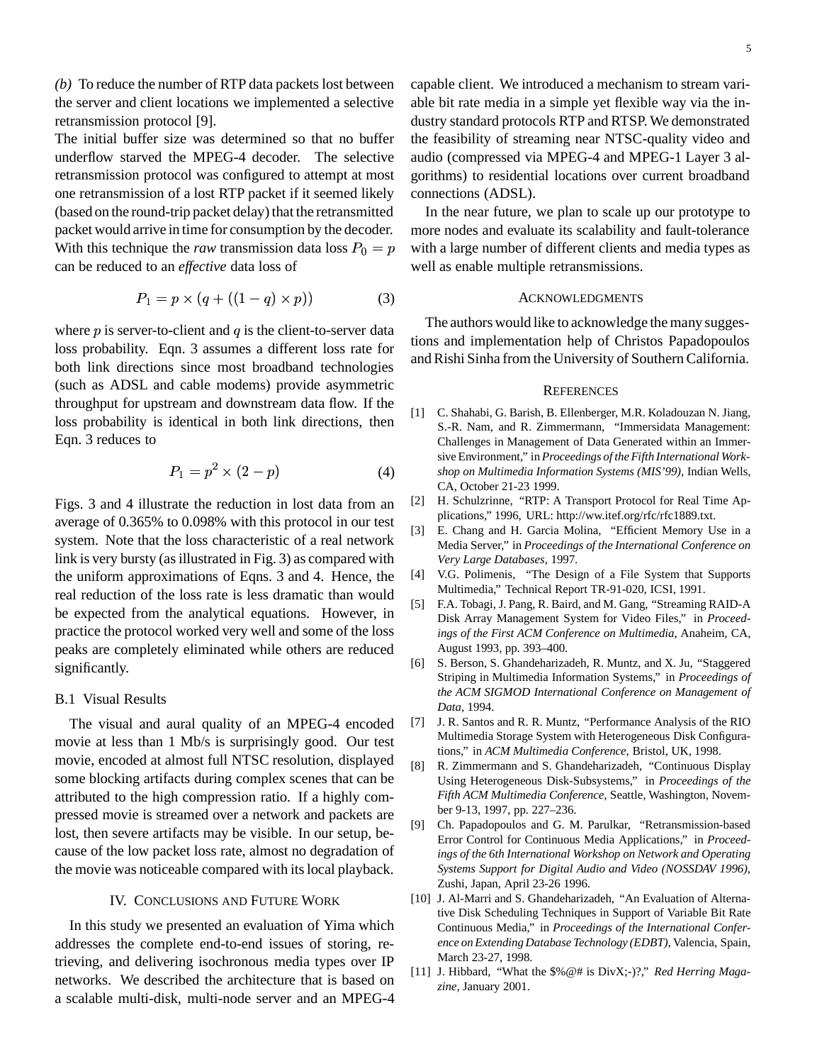*(b)* To reduce the number of RTP data packets lost between the server and client locations we implemented a selective retransmission protocol [9].

The initial buffer size was determined so that no buffer underflow starved the MPEG-4 decoder. The selective retransmission protocol was configured to attempt at most one retransmission of a lost RTP packet if it seemed likely (based on the round-trip packet delay) that the retransmitted packet would arrive in time for consumption by the decoder. With this technique the *raw* transmission data loss $P_0 = p$ can be reduced to an *effective* data loss of

$$P_1 = p \times (q + ((1 - q) \times p)) \tag{3}$$

where $p$ is server-to-client and $q$ is the client-to-server data loss probability. Eqn. 3 assumes a different loss rate for both link directions since most broadband technologies (such as ADSL and cable modems) provide asymmetric throughput for upstream and downstream data flow. If the loss probability is identical in both link directions, then Eqn. 3 reduces to

$$P_1 = p^2 \times (2 - p) \tag{4}$$

Figs. 3 and 4 illustrate the reduction in lost data from an average of 0.365% to 0.098% with this protocol in our test system. Note that the loss characteristic of a real network link is very bursty (as illustrated in Fig. 3) as compared with the uniform approximations of Eqns. 3 and 4. Hence, the real reduction of the loss rate is less dramatic than would be expected from the analytical equations. However, in practice the protocol worked very well and some of the loss peaks are completely eliminated while others are reduced significantly.

### B.1 Visual Results

The visual and aural quality of an MPEG-4 encoded movie at less than 1 Mb/s is surprisingly good. Our test movie, encoded at almost full NTSC resolution, displayed some blocking artifacts during complex scenes that can be attributed to the high compression ratio. If a highly compressed movie is streamed over a network and packets are lost, then severe artifacts may be visible. In our setup, because of the low packet loss rate, almost no degradation of the movie was noticeable compared with its local playback.

## IV. Conclusions and Future Work

In this study we presented an evaluation of Yima which addresses the complete end-to-end issues of storing, retrieving, and delivering isochronous media types over IP networks. We described the architecture that is based on a scalable multi-disk, multi-node server and an MPEG-4 capable client. We introduced a mechanism to stream variable bit rate media in a simple yet flexible way via the industry standard protocols RTP and RTSP. We demonstrated the feasibility of streaming near NTSC-quality video and audio (compressed via MPEG-4 and MPEG-1 Layer 3 algorithms) to residential locations over current broadband connections (ADSL).

In the near future, we plan to scale up our prototype to more nodes and evaluate its scalability and fault-tolerance with a large number of different clients and media types as well as enable multiple retransmissions.

## Acknowledgments

The authors would like to acknowledge the many suggestions and implementation help of Christos Papadopoulos and Rishi Sinha from the University of Southern California.

## References

[1] C. Shahabi, G. Barish, B. Ellenberger, M.R. Koladouzan N. Jiang, S.-R. Nam, and R. Zimmermann, "Immersidata Management: Challenges in Management of Data Generated within an Immersive Environment," in *Proceedings of the Fifth International Workshop on Multimedia Information Systems (MIS'99)*, Indian Wells, CA, October 21-23 1999.

[2] H. Schulzrinne, "RTP: A Transport Protocol for Real Time Applications," 1996, URL: http://ww.itef.org/rfc/rfc1889.txt.

[3] E. Chang and H. Garcia Molina, "Efficient Memory Use in a Media Server," in *Proceedings of the International Conference on Very Large Databases*, 1997.

[4] V.G. Polimenis, "The Design of a File System that Supports Multimedia," Technical Report TR-91-020, ICSI, 1991.

[5] F.A. Tobagi, J. Pang, R. Baird, and M. Gang, "Streaming RAID-A Disk Array Management System for Video Files," in *Proceedings of the First ACM Conference on Multimedia*, Anaheim, CA, August 1993, pp. 393–400.

[6] S. Berson, S. Ghandeharizadeh, R. Muntz, and X. Ju, "Staggered Striping in Multimedia Information Systems," in *Proceedings of the ACM SIGMOD International Conference on Management of Data*, 1994.

[7] J. R. Santos and R. R. Muntz, "Performance Analysis of the RIO Multimedia Storage System with Heterogeneous Disk Configurations," in *ACM Multimedia Conference*, Bristol, UK, 1998.

[8] R. Zimmermann and S. Ghandeharizadeh, "Continuous Display Using Heterogeneous Disk-Subsystems," in *Proceedings of the Fifth ACM Multimedia Conference*, Seattle, Washington, November 9-13, 1997, pp. 227–236.

[9] Ch. Papadopoulos and G. M. Parulkar, "Retransmission-based Error Control for Continuous Media Applications," in *Proceedings of the 6th International Workshop on Network and Operating Systems Support for Digital Audio and Video (NOSSDAV 1996)*, Zushi, Japan, April 23-26 1996.

[10] J. Al-Marri and S. Ghandeharizadeh, "An Evaluation of Alternative Disk Scheduling Techniques in Support of Variable Bit Rate Continuous Media," in *Proceedings of the International Conference on Extending Database Technology (EDBT)*, Valencia, Spain, March 23-27, 1998.

[11] J. Hibbard, "What the $%@# is DivX;-)?," *Red Herring Magazine*, January 2001.